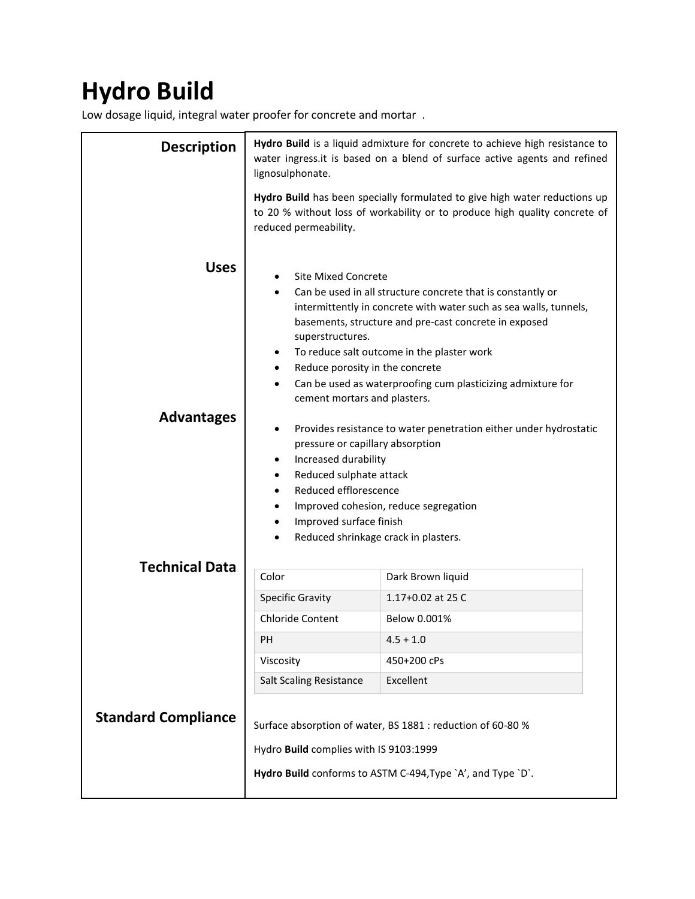# Hydro Build

Low dosage liquid, integral water proofer for concrete and mortar .

## Description

**Hydro Build** is a liquid admixture for concrete to achieve high resistance to water ingress.it is based on a blend of surface active agents and refined lignosulphonate.

**Hydro Build** has been specially formulated to give high water reductions up to 20 % without loss of workability or to produce high quality concrete of reduced permeability.

## Uses

- Site Mixed Concrete
- Can be used in all structure concrete that is constantly or intermittently in concrete with water such as sea walls, tunnels, basements, structure and pre-cast concrete in exposed superstructures.
- To reduce salt outcome in the plaster work
- Reduce porosity in the concrete
- Can be used as waterproofing cum plasticizing admixture for cement mortars and plasters.

## Advantages

- Provides resistance to water penetration either under hydrostatic pressure or capillary absorption
- Increased durability
- Reduced sulphate attack
- Reduced efflorescence
- Improved cohesion, reduce segregation
- Improved surface finish
- Reduced shrinkage crack in plasters.

## Technical Data

| Color | Dark Brown liquid |
|---|---|
| Specific Gravity | 1.17+0.02 at 25 C |
| Chloride Content | Below 0.001% |
| PH | 4.5 + 1.0 |
| Viscosity | 450+200 cPs |
| Salt Scaling Resistance | Excellent |

## Standard Compliance

Surface absorption of water, BS 1881 : reduction of 60-80 %

Hydro **Build** complies with IS 9103:1999

**Hydro Build** conforms to ASTM C-494,Type `A', and Type `D`.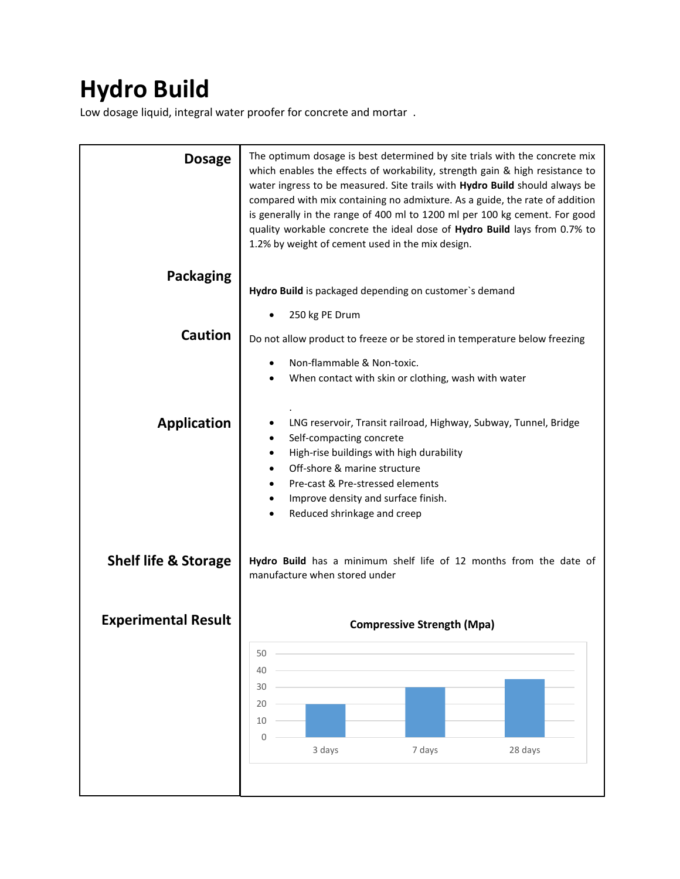# Hydro Build

Low dosage liquid, integral water proofer for concrete and mortar .

## Dosage

The optimum dosage is best determined by site trials with the concrete mix which enables the effects of workability, strength gain & high resistance to water ingress to be measured. Site trails with **Hydro Build** should always be compared with mix containing no admixture. As a guide, the rate of addition is generally in the range of 400 ml to 1200 ml per 100 kg cement. For good quality workable concrete the ideal dose of **Hydro Build** lays from 0.7% to 1.2% by weight of cement used in the mix design.

## Packaging

**Hydro Build** is packaged depending on customer`s demand

- 250 kg PE Drum

## Caution

Do not allow product to freeze or be stored in temperature below freezing

- Non-flammable & Non-toxic.
- When contact with skin or clothing, wash with water

## Application

.

- LNG reservoir, Transit railroad, Highway, Subway, Tunnel, Bridge
- Self-compacting concrete
- High-rise buildings with high durability
- Off-shore & marine structure
- Pre-cast & Pre-stressed elements
- Improve density and surface finish.
- Reduced shrinkage and creep

## Shelf life & Storage

**Hydro Build** has a minimum shelf life of 12 months from the date of manufacture when stored under

## Experimental Result

Compressive Strength (Mpa)

50
40
30
20
10
0

3 days
7 days
28 days